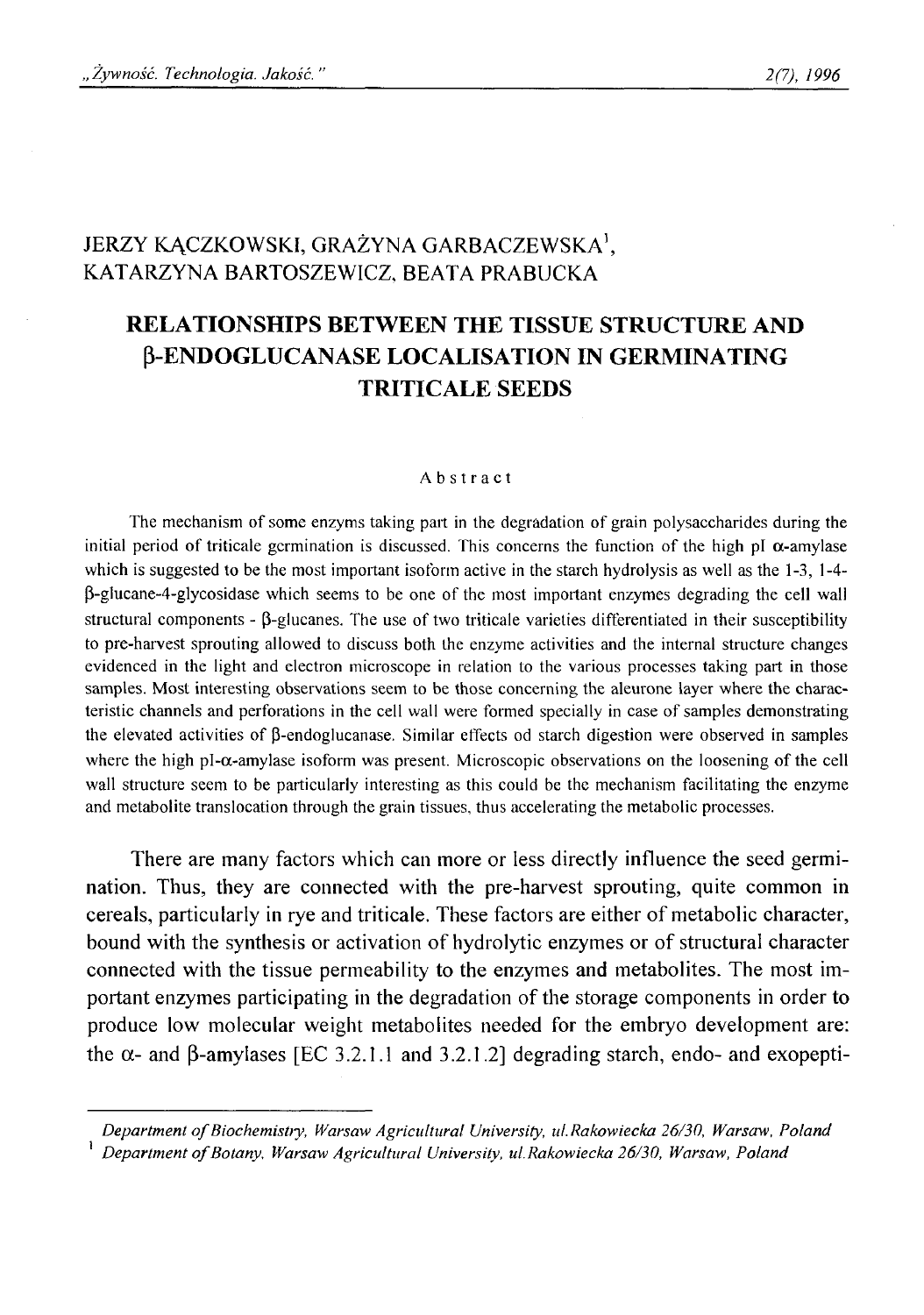JERZY KĄCZKOWSKI, GRAŻYNA GARBACZEWSKA[1], KATARZYNA BARTOSZEWICZ, BEATA PRABUCKA

# RELATIONSHIPS BETWEEN THE TISSUE STRUCTURE AND β-ENDOGLUCANASE LOCALISATION IN GERMINATING TRITICALE SEEDS

### Abstract

The mechanism of some enzyms taking part in the degradation of grain polysaccharides during the initial period of triticale germination is discussed. This concerns the function of the high pI α-amylase which is suggested to be the most important isoform active in the starch hydrolysis as well as the 1-3, 1-4-β-glucane-4-glycosidase which seems to be one of the most important enzymes degrading the cell wall structural components - β-glucanes. The use of two triticale varieties differentiated in their susceptibility to pre-harvest sprouting allowed to discuss both the enzyme activities and the internal structure changes evidenced in the light and electron microscope in relation to the various processes taking part in those samples. Most interesting observations seem to be those concerning the aleurone layer where the characteristic channels and perforations in the cell wall were formed specially in case of samples demonstrating the elevated activities of β-endoglucanase. Similar effects od starch digestion were observed in samples where the high pI-α-amylase isoform was present. Microscopic observations on the loosening of the cell wall structure seem to be particularly interesting as this could be the mechanism facilitating the enzyme and metabolite translocation through the grain tissues, thus accelerating the metabolic processes.

There are many factors which can more or less directly influence the seed germination. Thus, they are connected with the pre-harvest sprouting, quite common in cereals, particularly in rye and triticale. These factors are either of metabolic character, bound with the synthesis or activation of hydrolytic enzymes or of structural character connected with the tissue permeability to the enzymes and metabolites. The most important enzymes participating in the degradation of the storage components in order to produce low molecular weight metabolites needed for the embryo development are: the α- and β-amylases [EC 3.2.1.1 and 3.2.1.2] degrading starch, endo- and exopepti-

---

*Department of Biochemistry, Warsaw Agricultural University, ul.Rakowiecka 26/30, Warsaw, Poland*

[1] *Department of Botany, Warsaw Agricultural University, ul.Rakowiecka 26/30, Warsaw, Poland*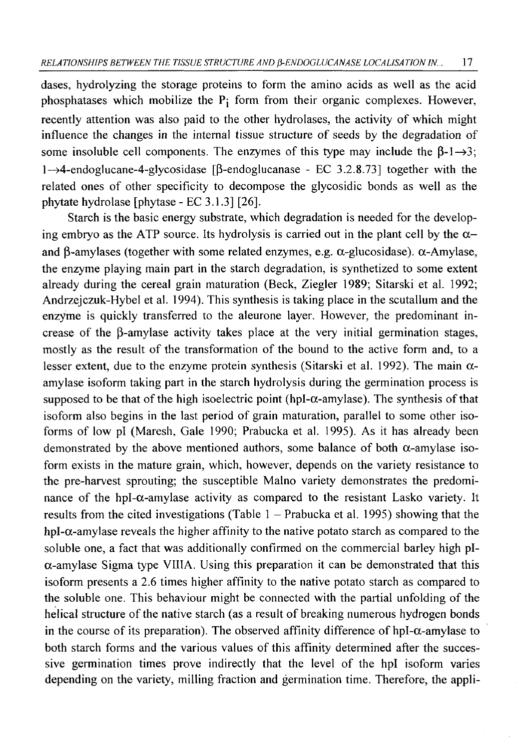dases, hydrolyzing the storage proteins to form the amino acids as well as the acid phosphatases which mobilize the $P_i$ form from their organic complexes. However, recently attention was also paid to the other hydrolases, the activity of which might influence the changes in the internal tissue structure of seeds by the degradation of some insoluble cell components. The enzymes of this type may include the β-1→3; 1→4-endoglucane-4-glycosidase [β-endoglucanase - EC 3.2.8.73] together with the related ones of other specificity to decompose the glycosidic bonds as well as the phytate hydrolase [phytase - EC 3.1.3] [26].

Starch is the basic energy substrate, which degradation is needed for the developing embryo as the ATP source. Its hydrolysis is carried out in the plant cell by the α– and β-amylases (together with some related enzymes, e.g. α-glucosidase). α-Amylase, the enzyme playing main part in the starch degradation, is synthetized to some extent already during the cereal grain maturation (Beck, Ziegler 1989; Sitarski et al. 1992; Andrzejczuk-Hybel et al. 1994). This synthesis is taking place in the scutallum and the enzyme is quickly transferred to the aleurone layer. However, the predominant increase of the β-amylase activity takes place at the very initial germination stages, mostly as the result of the transformation of the bound to the active form and, to a lesser extent, due to the enzyme protein synthesis (Sitarski et al. 1992). The main α-amylase isoform taking part in the starch hydrolysis during the germination process is supposed to be that of the high isoelectric point (hpI-α-amylase). The synthesis of that isoform also begins in the last period of grain maturation, parallel to some other isoforms of low pI (Maresh, Gale 1990; Prabucka et al. 1995). As it has already been demonstrated by the above mentioned authors, some balance of both α-amylase isoform exists in the mature grain, which, however, depends on the variety resistance to the pre-harvest sprouting; the susceptible Malno variety demonstrates the predominance of the hpI-α-amylase activity as compared to the resistant Lasko variety. It results from the cited investigations (Table 1 – Prabucka et al. 1995) showing that the hpI-α-amylase reveals the higher affinity to the native potato starch as compared to the soluble one, a fact that was additionally confirmed on the commercial barley high pI-α-amylase Sigma type VIIIA. Using this preparation it can be demonstrated that this isoform presents a 2.6 times higher affinity to the native potato starch as compared to the soluble one. This behaviour might be connected with the partial unfolding of the helical structure of the native starch (as a result of breaking numerous hydrogen bonds in the course of its preparation). The observed affinity difference of hpI-α-amylase to both starch forms and the various values of this affinity determined after the successive germination times prove indirectly that the level of the hpI isoform varies depending on the variety, milling fraction and germination time. Therefore, the appli-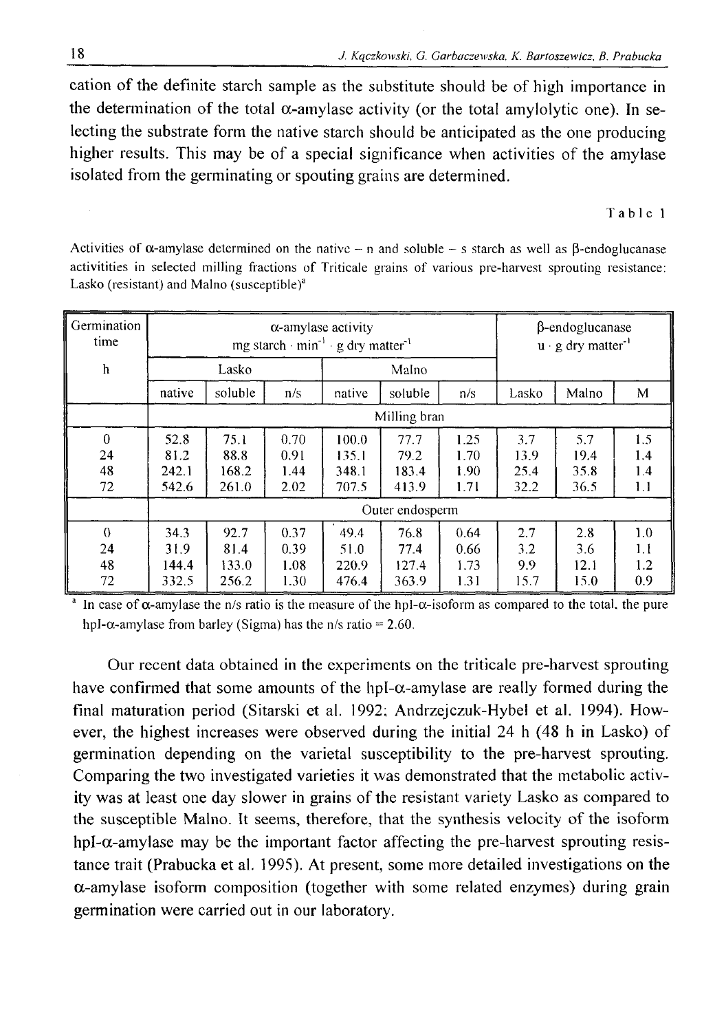cation of the definite starch sample as the substitute should be of high importance in the determination of the total α-amylase activity (or the total amylolytic one). In selecting the substrate form the native starch should be anticipated as the one producing higher results. This may be of a special significance when activities of the amylase isolated from the germinating or spouting grains are determined.

Table 1

Activities of α-amylase determined on the native – n and soluble – s starch as well as β-endoglucanase activitities in selected milling fractions of Triticale grains of various pre-harvest sprouting resistance: Lasko (resistant) and Malno (susceptible)[a]

| Germination time h | α-amylase activity mg starch · $min^{-1}$ · g dry $matter^{-1}$ | | | | | | β-endoglucanase u · g dry $matter^{-1}$ | | |
|---|---|---|---|---|---|---|---|---|---|
| | Lasko | | | Malno | | | | | |
| | native | soluble | n/s | native | soluble | n/s | Lasko | Malno | M |
| | Milling bran | | | | | | | | |
| 0 | 52.8 | 75.1 | 0.70 | 100.0 | 77.7 | 1.25 | 3.7 | 5.7 | 1.5 |
| 24 | 81.2 | 88.8 | 0.91 | 135.1 | 79.2 | 1.70 | 13.9 | 19.4 | 1.4 |
| 48 | 242.1 | 168.2 | 1.44 | 348.1 | 183.4 | 1.90 | 25.4 | 35.8 | 1.4 |
| 72 | 542.6 | 261.0 | 2.02 | 707.5 | 413.9 | 1.71 | 32.2 | 36.5 | 1.1 |
| | Outer endosperm | | | | | | | | |
| 0 | 34.3 | 92.7 | 0.37 | 49.4 | 76.8 | 0.64 | 2.7 | 2.8 | 1.0 |
| 24 | 31.9 | 81.4 | 0.39 | 51.0 | 77.4 | 0.66 | 3.2 | 3.6 | 1.1 |
| 48 | 144.4 | 133.0 | 1.08 | 220.9 | 127.4 | 1.73 | 9.9 | 12.1 | 1.2 |
| 72 | 332.5 | 256.2 | 1.30 | 476.4 | 363.9 | 1.31 | 15.7 | 15.0 | 0.9 |

[a] In case of α-amylase the n/s ratio is the measure of the hpl-α-isoform as compared to the total, the pure hpl-α-amylase from barley (Sigma) has the n/s ratio = 2.60.

Our recent data obtained in the experiments on the triticale pre-harvest sprouting have confirmed that some amounts of the hpl-α-amylase are really formed during the final maturation period (Sitarski et al. 1992; Andrzejczuk-Hybel et al. 1994). However, the highest increases were observed during the initial 24 h (48 h in Lasko) of germination depending on the varietal susceptibility to the pre-harvest sprouting. Comparing the two investigated varieties it was demonstrated that the metabolic activity was at least one day slower in grains of the resistant variety Lasko as compared to the susceptible Malno. It seems, therefore, that the synthesis velocity of the isoform hpl-α-amylase may be the important factor affecting the pre-harvest sprouting resistance trait (Prabucka et al. 1995). At present, some more detailed investigations on the α-amylase isoform composition (together with some related enzymes) during grain germination were carried out in our laboratory.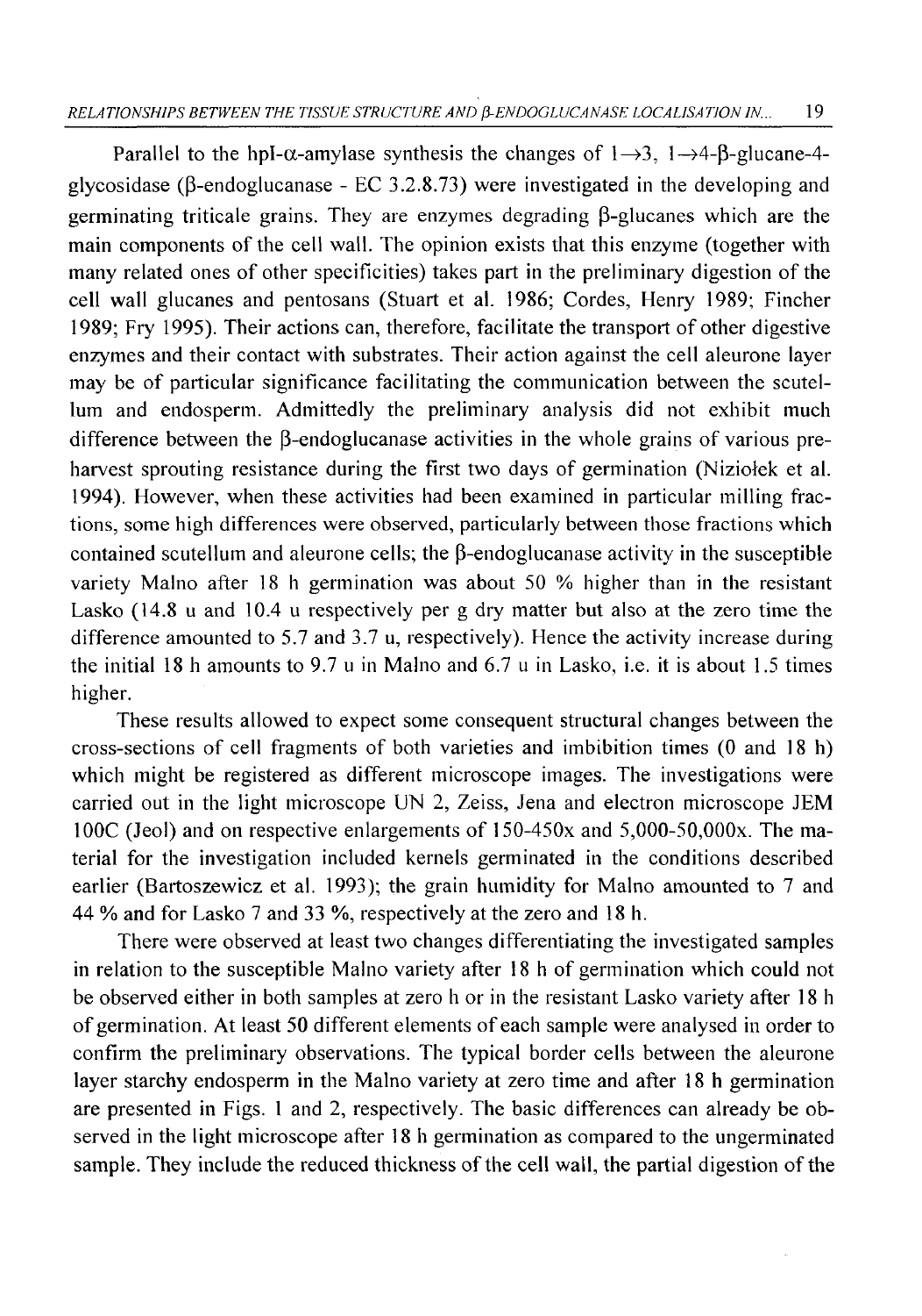Parallel to the hpI-α-amylase synthesis the changes of $1\rightarrow3$, $1\rightarrow4$-β-glucane-4-glycosidase (β-endoglucanase - EC 3.2.8.73) were investigated in the developing and germinating triticale grains. They are enzymes degrading β-glucanes which are the main components of the cell wall. The opinion exists that this enzyme (together with many related ones of other specificities) takes part in the preliminary digestion of the cell wall glucanes and pentosans (Stuart et al. 1986; Cordes, Henry 1989; Fincher 1989; Fry 1995). Their actions can, therefore, facilitate the transport of other digestive enzymes and their contact with substrates. Their action against the cell aleurone layer may be of particular significance facilitating the communication between the scutellum and endosperm. Admittedly the preliminary analysis did not exhibit much difference between the β-endoglucanase activities in the whole grains of various pre-harvest sprouting resistance during the first two days of germination (Niziołek et al. 1994). However, when these activities had been examined in particular milling fractions, some high differences were observed, particularly between those fractions which contained scutellum and aleurone cells; the β-endoglucanase activity in the susceptible variety Malno after 18 h germination was about 50 % higher than in the resistant Lasko (14.8 u and 10.4 u respectively per g dry matter but also at the zero time the difference amounted to 5.7 and 3.7 u, respectively). Hence the activity increase during the initial 18 h amounts to 9.7 u in Malno and 6.7 u in Lasko, i.e. it is about 1.5 times higher.

These results allowed to expect some consequent structural changes between the cross-sections of cell fragments of both varieties and imbibition times (0 and 18 h) which might be registered as different microscope images. The investigations were carried out in the light microscope UN 2, Zeiss, Jena and electron microscope JEM 100C (Jeol) and on respective enlargements of 150-450x and 5,000-50,000x. The material for the investigation included kernels germinated in the conditions described earlier (Bartoszewicz et al. 1993); the grain humidity for Malno amounted to 7 and 44 % and for Lasko 7 and 33 %, respectively at the zero and 18 h.

There were observed at least two changes differentiating the investigated samples in relation to the susceptible Malno variety after 18 h of germination which could not be observed either in both samples at zero h or in the resistant Lasko variety after 18 h of germination. At least 50 different elements of each sample were analysed in order to confirm the preliminary observations. The typical border cells between the aleurone layer starchy endosperm in the Malno variety at zero time and after 18 h germination are presented in Figs. 1 and 2, respectively. The basic differences can already be observed in the light microscope after 18 h germination as compared to the ungerminated sample. They include the reduced thickness of the cell wall, the partial digestion of the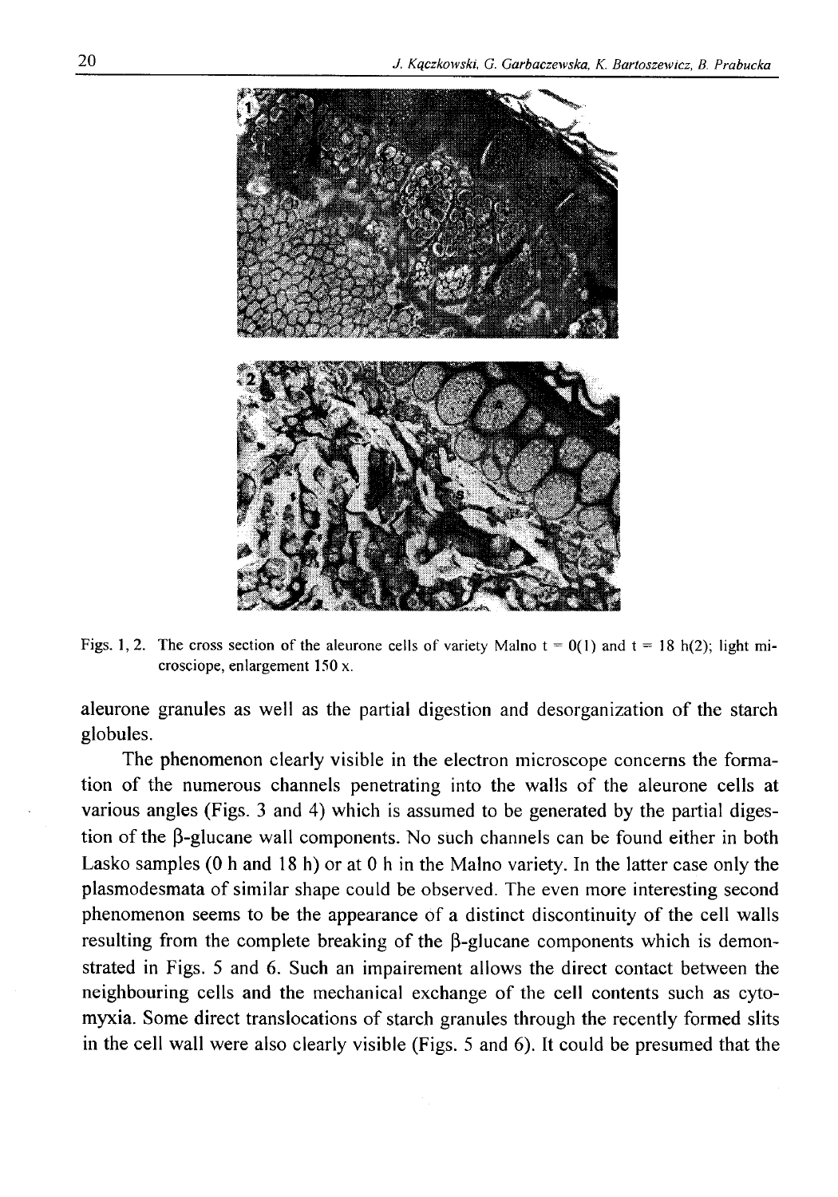Figs. 1, 2. The cross section of the aleurone cells of variety Malno t = 0(1) and t = 18 h(2); light microsciope, enlargement 150 x.

aleurone granules as well as the partial digestion and desorganization of the starch globules.

The phenomenon clearly visible in the electron microscope concerns the formation of the numerous channels penetrating into the walls of the aleurone cells at various angles (Figs. 3 and 4) which is assumed to be generated by the partial digestion of the β-glucane wall components. No such channels can be found either in both Lasko samples (0 h and 18 h) or at 0 h in the Malno variety. In the latter case only the plasmodesmata of similar shape could be observed. The even more interesting second phenomenon seems to be the appearance of a distinct discontinuity of the cell walls resulting from the complete breaking of the β-glucane components which is demonstrated in Figs. 5 and 6. Such an impairement allows the direct contact between the neighbouring cells and the mechanical exchange of the cell contents such as cytomyxia. Some direct translocations of starch granules through the recently formed slits in the cell wall were also clearly visible (Figs. 5 and 6). It could be presumed that the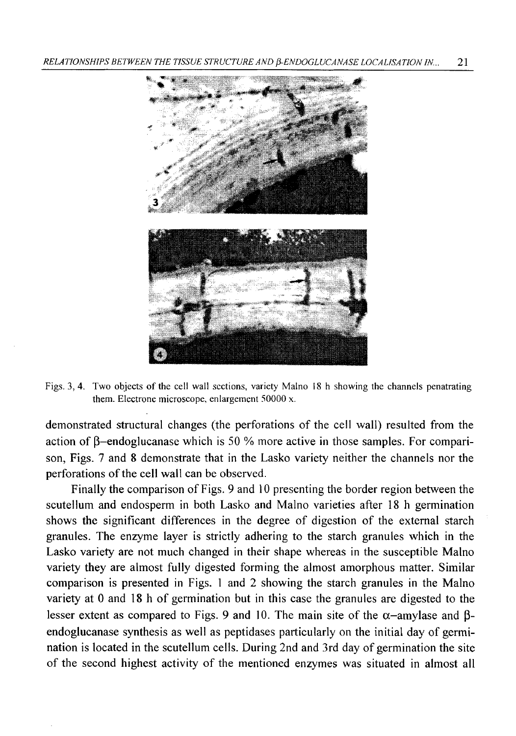Figs. 3, 4. Two objects of the cell wall sections, variety Malno 18 h showing the channels penatrating them. Electrone microscope, enlargement 50000 x.

demonstrated structural changes (the perforations of the cell wall) resulted from the action of β–endoglucanase which is 50 % more active in those samples. For comparison, Figs. 7 and 8 demonstrate that in the Lasko variety neither the channels nor the perforations of the cell wall can be observed.

Finally the comparison of Figs. 9 and 10 presenting the border region between the scutellum and endosperm in both Lasko and Malno varieties after 18 h germination shows the significant differences in the degree of digestion of the external starch granules. The enzyme layer is strictly adhering to the starch granules which in the Lasko variety are not much changed in their shape whereas in the susceptible Malno variety they are almost fully digested forming the almost amorphous matter. Similar comparison is presented in Figs. 1 and 2 showing the starch granules in the Malno variety at 0 and 18 h of germination but in this case the granules are digested to the lesser extent as compared to Figs. 9 and 10. The main site of the α–amylase and β-endoglucanase synthesis as well as peptidases particularly on the initial day of germination is located in the scutellum cells. During 2nd and 3rd day of germination the site of the second highest activity of the mentioned enzymes was situated in almost all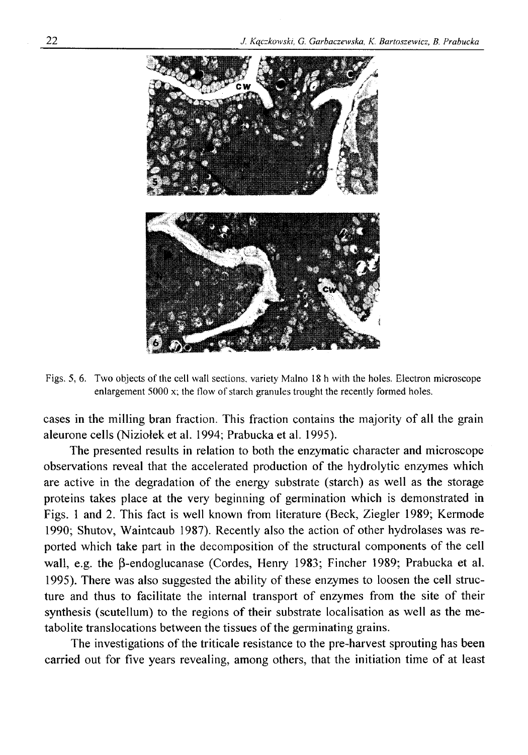Figs. 5, 6. Two objects of the cell wall sections, variety Malno 18 h with the holes. Electron microscope enlargement 5000 x; the flow of starch granules trought the recently formed holes.

cases in the milling bran fraction. This fraction contains the majority of all the grain aleurone cells (Niziołek et al. 1994; Prabucka et al. 1995).

The presented results in relation to both the enzymatic character and microscope observations reveal that the accelerated production of the hydrolytic enzymes which are active in the degradation of the energy substrate (starch) as well as the storage proteins takes place at the very beginning of germination which is demonstrated in Figs. 1 and 2. This fact is well known from literature (Beck, Ziegler 1989; Kermode 1990; Shutov, Waintcaub 1987). Recently also the action of other hydrolases was reported which take part in the decomposition of the structural components of the cell wall, e.g. the β-endoglucanase (Cordes, Henry 1983; Fincher 1989; Prabucka et al. 1995). There was also suggested the ability of these enzymes to loosen the cell structure and thus to facilitate the internal transport of enzymes from the site of their synthesis (scutellum) to the regions of their substrate localisation as well as the metabolite translocations between the tissues of the germinating grains.

The investigations of the triticale resistance to the pre-harvest sprouting has been carried out for five years revealing, among others, that the initiation time of at least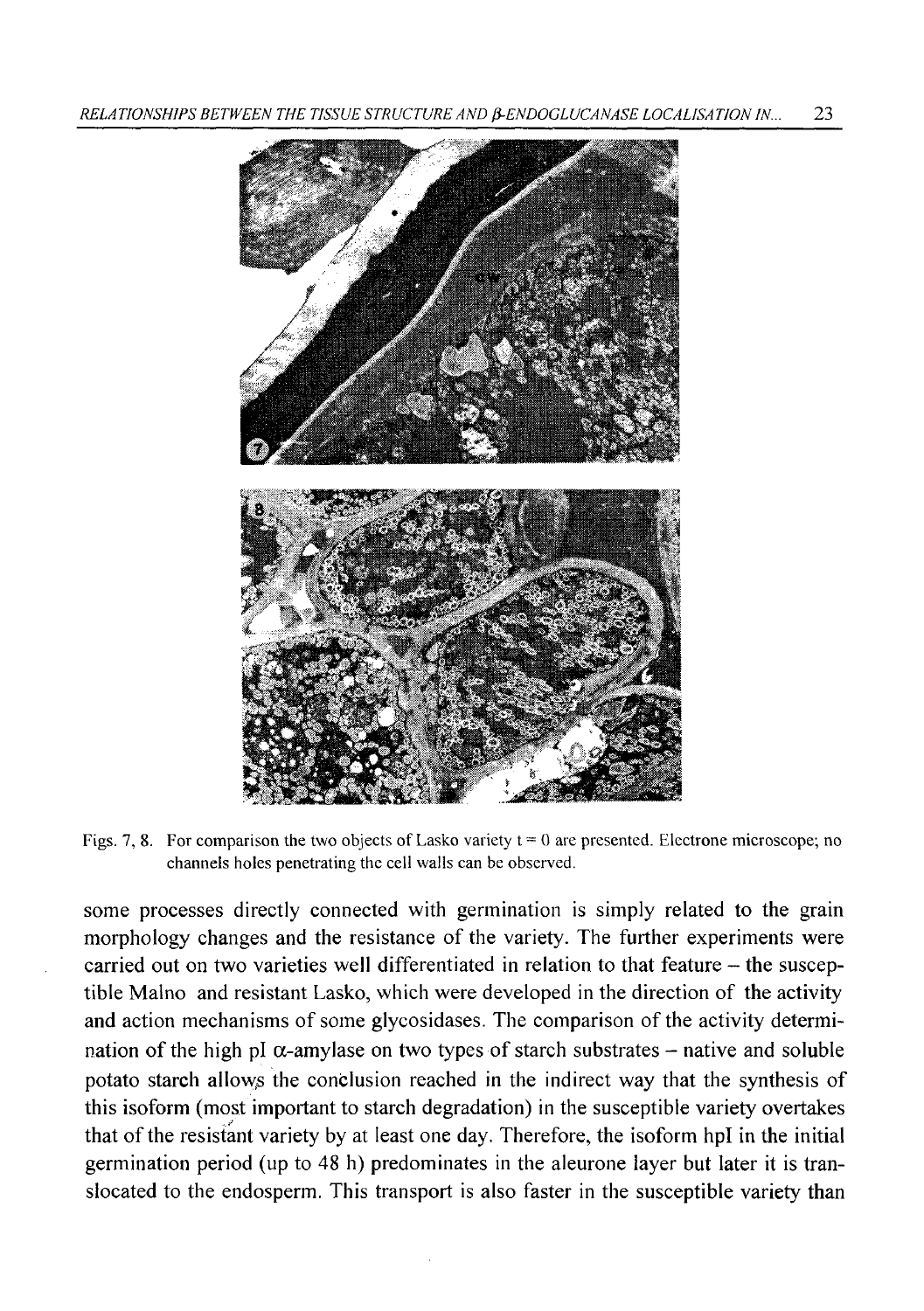Figs. 7, 8. For comparison the two objects of Lasko variety t = 0 are presented. Electrone microscope; no channels holes penetrating the cell walls can be observed.

some processes directly connected with germination is simply related to the grain morphology changes and the resistance of the variety. The further experiments were carried out on two varieties well differentiated in relation to that feature – the susceptible Malno and resistant Lasko, which were developed in the direction of the activity and action mechanisms of some glycosidases. The comparison of the activity determination of the high pI $\alpha$-amylase on two types of starch substrates – native and soluble potato starch allows the conclusion reached in the indirect way that the synthesis of this isoform (most important to starch degradation) in the susceptible variety overtakes that of the resistant variety by at least one day. Therefore, the isoform hpI in the initial germination period (up to 48 h) predominates in the aleurone layer but later it is translocated to the endosperm. This transport is also faster in the susceptible variety than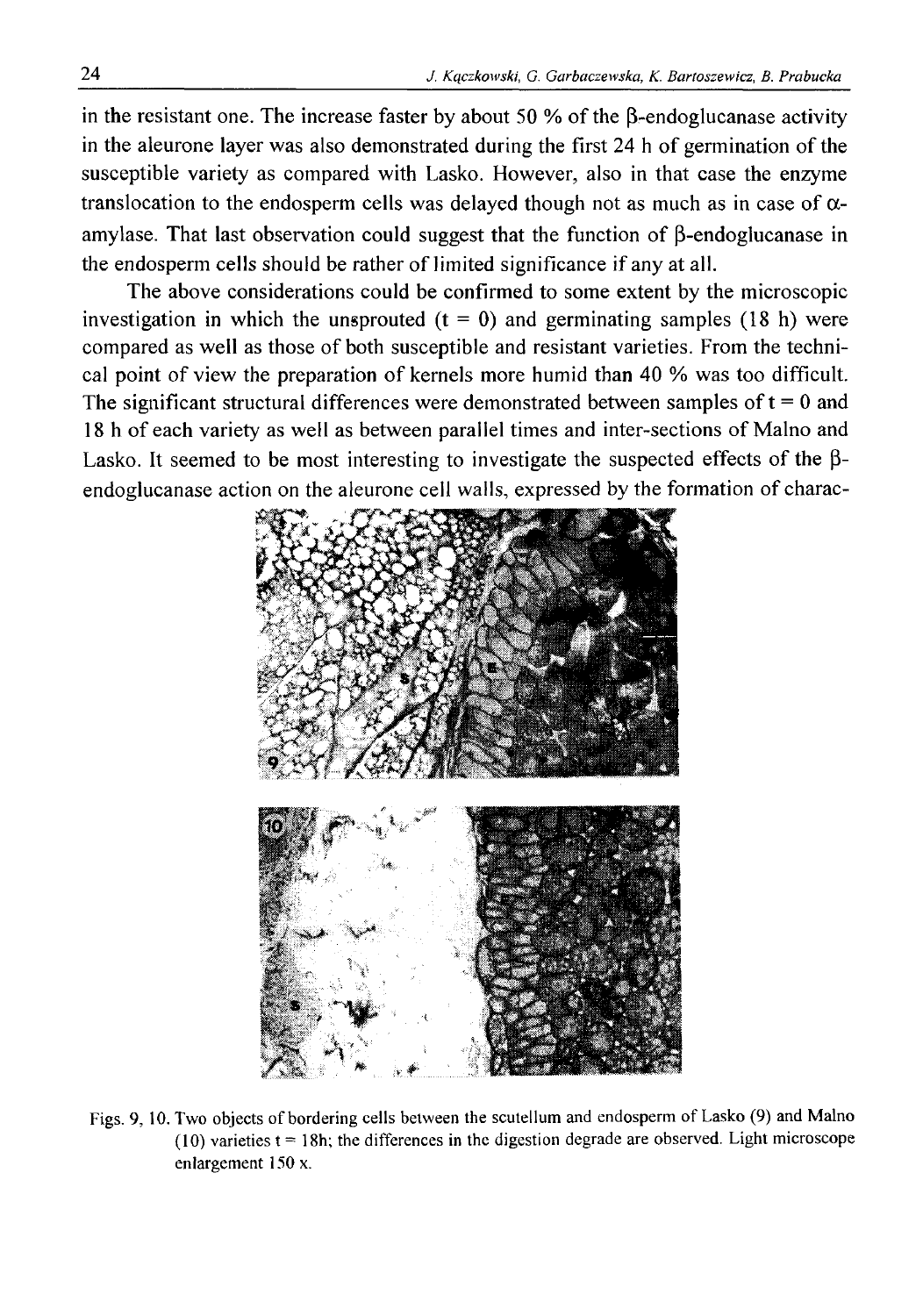in the resistant one. The increase faster by about 50 % of the β-endoglucanase activity in the aleurone layer was also demonstrated during the first 24 h of germination of the susceptible variety as compared with Lasko. However, also in that case the enzyme translocation to the endosperm cells was delayed though not as much as in case of α-amylase. That last observation could suggest that the function of β-endoglucanase in the endosperm cells should be rather of limited significance if any at all.

The above considerations could be confirmed to some extent by the microscopic investigation in which the unsprouted (t = 0) and germinating samples (18 h) were compared as well as those of both susceptible and resistant varieties. From the technical point of view the preparation of kernels more humid than 40 % was too difficult. The significant structural differences were demonstrated between samples of t = 0 and 18 h of each variety as well as between parallel times and inter-sections of Malno and Lasko. It seemed to be most interesting to investigate the suspected effects of the β-endoglucanase action on the aleurone cell walls, expressed by the formation of charac-

Figs. 9, 10. Two objects of bordering cells between the scutellum and endosperm of Lasko (9) and Malno (10) varieties t = 18h; the differences in the digestion degrade are observed. Light microscope enlargement 150 x.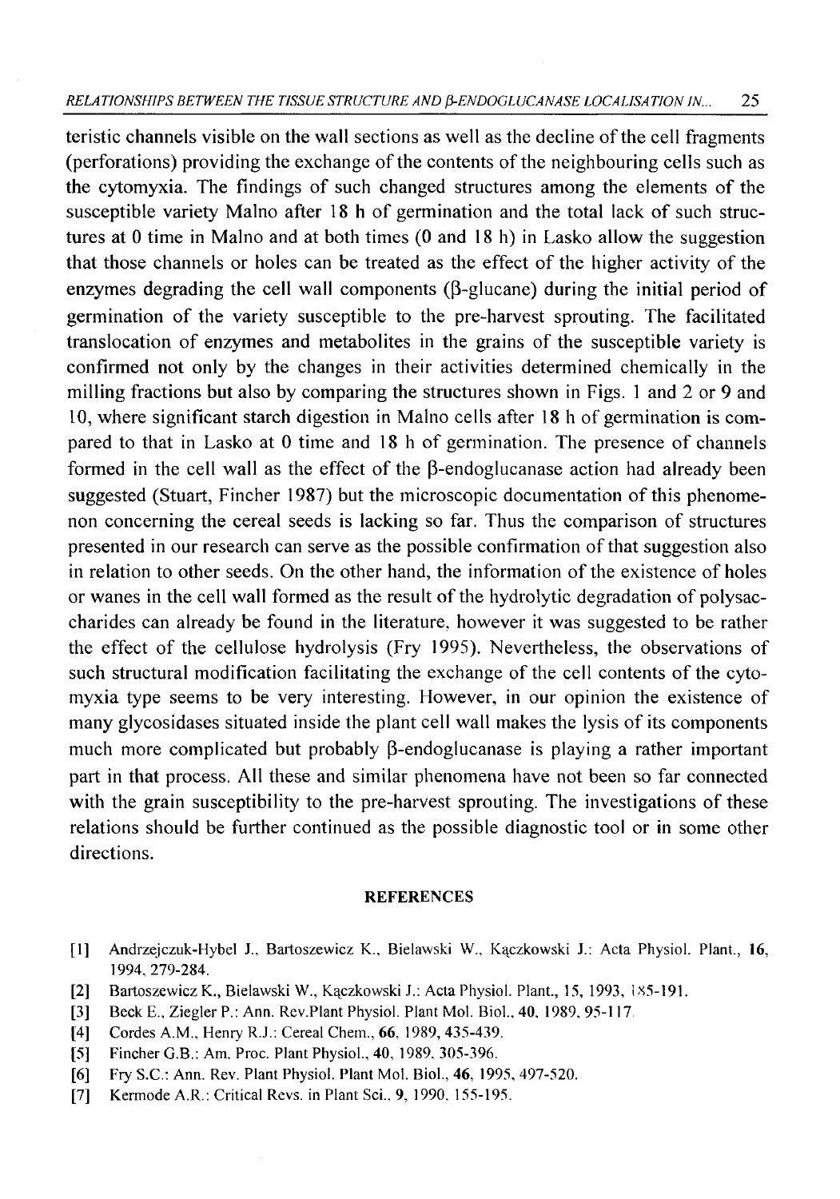teristic channels visible on the wall sections as well as the decline of the cell fragments (perforations) providing the exchange of the contents of the neighbouring cells such as the cytomyxia. The findings of such changed structures among the elements of the susceptible variety Malno after 18 h of germination and the total lack of such structures at 0 time in Malno and at both times (0 and 18 h) in Lasko allow the suggestion that those channels or holes can be treated as the effect of the higher activity of the enzymes degrading the cell wall components (β-glucane) during the initial period of germination of the variety susceptible to the pre-harvest sprouting. The facilitated translocation of enzymes and metabolites in the grains of the susceptible variety is confirmed not only by the changes in their activities determined chemically in the milling fractions but also by comparing the structures shown in Figs. 1 and 2 or 9 and 10, where significant starch digestion in Malno cells after 18 h of germination is compared to that in Lasko at 0 time and 18 h of germination. The presence of channels formed in the cell wall as the effect of the β-endoglucanase action had already been suggested (Stuart, Fincher 1987) but the microscopic documentation of this phenomenon concerning the cereal seeds is lacking so far. Thus the comparison of structures presented in our research can serve as the possible confirmation of that suggestion also in relation to other seeds. On the other hand, the information of the existence of holes or wanes in the cell wall formed as the result of the hydrolytic degradation of polysaccharides can already be found in the literature, however it was suggested to be rather the effect of the cellulose hydrolysis (Fry 1995). Nevertheless, the observations of such structural modification facilitating the exchange of the cell contents of the cytomyxia type seems to be very interesting. However, in our opinion the existence of many glycosidases situated inside the plant cell wall makes the lysis of its components much more complicated but probably β-endoglucanase is playing a rather important part in that process. All these and similar phenomena have not been so far connected with the grain susceptibility to the pre-harvest sprouting. The investigations of these relations should be further continued as the possible diagnostic tool or in some other directions.

## REFERENCES

[1] Andrzejczuk-Hybel J., Bartoszewicz K., Bielawski W., Kączkowski J.: Acta Physiol. Plant., **16**, 1994, 279-284.

[2] Bartoszewicz K., Bielawski W., Kączkowski J.: Acta Physiol. Plant., 15, 1993, 185-191.

[3] Beck E., Ziegler P.: Ann. Rev.Plant Physiol. Plant Mol. Biol., **40**, 1989, 95-117.

[4] Cordes A.M., Henry R.J.: Cereal Chem., **66**, 1989, 435-439.

[5] Fincher G.B.: Am. Proc. Plant Physiol., **40**, 1989, 305-396.

[6] Fry S.C.: Ann. Rev. Plant Physiol. Plant Mol. Biol., **46**, 1995, 497-520.

[7] Kermode A.R.: Critical Revs. in Plant Sci., **9**, 1990, 155-195.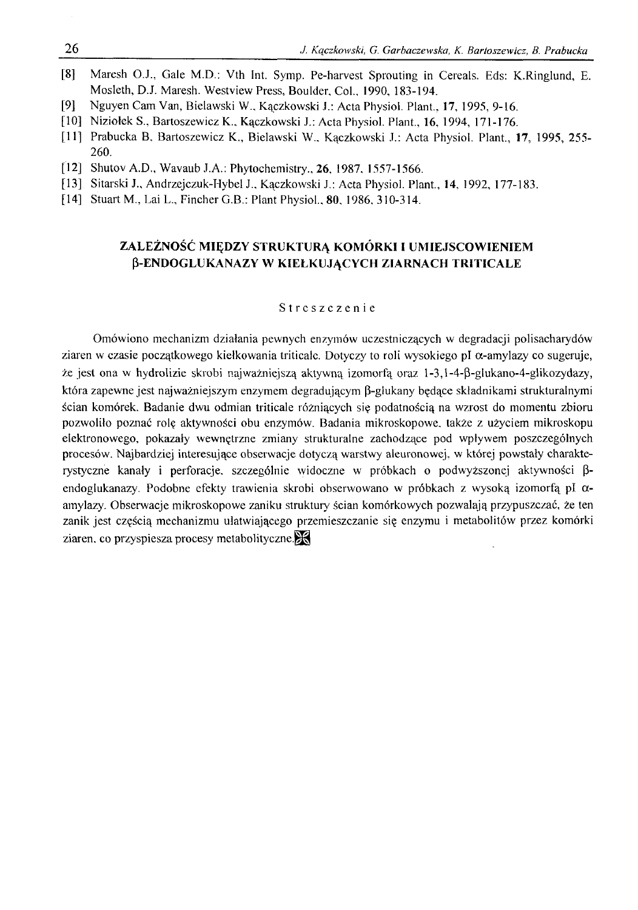[8] Maresh O.J., Gale M.D.: Vth Int. Symp. Pe-harvest Sprouting in Cereals. Eds: K.Ringlund, E. Mosleth, D.J. Maresh. Westview Press, Boulder, Col., 1990, 183-194.

[9] Nguyen Cam Van, Bielawski W., Kączkowski J.: Acta Physiol. Plant., **17**, 1995, 9-16.

[10] Niziołek S., Bartoszewicz K., Kączkowski J.: Acta Physiol. Plant., **16**, 1994, 171-176.

[11] Prabucka B, Bartoszewicz K., Bielawski W., Kączkowski J.: Acta Physiol. Plant., **17**, 1995, 255-260.

[12] Shutov A.D., Wavaub J.A.: Phytochemistry., **26**, 1987, 1557-1566.

[13] Sitarski J., Andrzejczuk-Hybel J., Kączkowski J.: Acta Physiol. Plant., **14**, 1992, 177-183.

[14] Stuart M., Lai L., Fincher G.B.: Plant Physiol., **80**, 1986, 310-314.

## ZALEŻNOŚĆ MIĘDZY STRUKTURĄ KOMÓRKI I UMIEJSCOWIENIEM β-ENDOGLUKANAZY W KIEŁKUJĄCYCH ZIARNACH TRITICALE

### Streszczenie

Omówiono mechanizm działania pewnych enzymów uczestniczących w degradacji polisacharydów ziaren w czasie początkowego kiełkowania triticale. Dotyczy to roli wysokiego pI α-amylazy co sugeruje, że jest ona w hydrolizie skrobi najważniejszą aktywną izomorfą oraz 1-3,1-4-β-glukano-4-glikozydazy, która zapewne jest najważniejszym enzymem degradującym β-glukany będące składnikami strukturalnymi ścian komórek. Badanie dwu odmian triticale różniących się podatnością na wzrost do momentu zbioru pozwoliło poznać rolę aktywności obu enzymów. Badania mikroskopowe, także z użyciem mikroskopu elektronowego, pokazały wewnętrzne zmiany strukturalne zachodzące pod wpływem poszczególnych procesów. Najbardziej interesujące obserwacje dotyczą warstwy aleuronowej, w której powstały charakterystyczne kanały i perforacje, szczególnie widoczne w próbkach o podwyższonej aktywności β-endoglukanazy. Podobne efekty trawienia skrobi obserwowano w próbkach z wysoką izomorfą pI α-amylazy. Obserwacje mikroskopowe zaniku struktury ścian komórkowych pozwalają przypuszczać, że ten zanik jest częścią mechanizmu ułatwiającego przemieszczanie się enzymu i metabolitów przez komórki ziaren, co przyspiesza procesy metabolityczne.